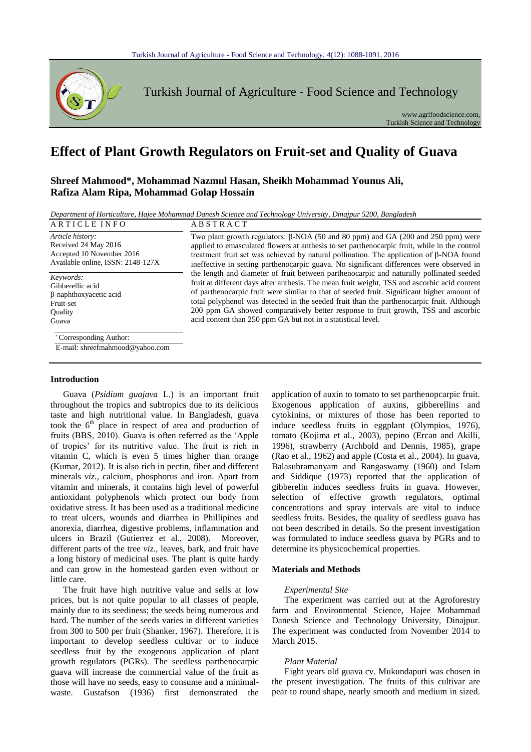# Effect of Plant Growth Regulators on Fruit-set and Quality of Guava

**Shreef Mahmood\*, Mohammad Nazmul Hasan, Sheikh Mohammad Younus Ali, Rafiza Alam Ripa, Mohammad Golap Hossain**

*Department of Horticulture, Hajee Mohammad Danesh Science and Technology University, Dinajpur 5200, Bangladesh*

**ARTICLE INFO**

*Article history:*
Received 24 May 2016
Accepted 10 November 2016
Available online, ISSN: 2148-127X

*Keywords:*
Gibberellic acid
β-naphthoxyacetic acid
Fruit-set
Quality
Guava

\*Corresponding Author:
E-mail: shreefmahmood@yahoo.com

**ABSTRACT**

Two plant growth regulators: β-NOA (50 and 80 ppm) and GA (200 and 250 ppm) were applied to emasculated flowers at anthesis to set parthenocarpic fruit, while in the control treatment fruit set was achieved by natural pollination. The application of β-NOA found ineffective in setting parthenocarpic guava. No significant differences were observed in the length and diameter of fruit between parthenocarpic and naturally pollinated seeded fruit at different days after anthesis. The mean fruit weight, TSS and ascorbic acid content of parthenocarpic fruit were similar to that of seeded fruit. Significant higher amount of total polyphenol was detected in the seeded fruit than the parthenocarpic fruit. Although 200 ppm GA showed comparatively better response to fruit growth, TSS and ascorbic acid content than 250 ppm GA but not in a statistical level.

## Introduction

Guava (*Psidium guajava* L.) is an important fruit throughout the tropics and subtropics due to its delicious taste and high nutritional value. In Bangladesh, guava took the $6^{th}$ place in respect of area and production of fruits (BBS, 2010). Guava is often referred as the 'Apple of tropics' for its nutritive value. The fruit is rich in vitamin C, which is even 5 times higher than orange (Kumar, 2012). It is also rich in pectin, fiber and different minerals *viz.*, calcium, phosphorus and iron. Apart from vitamin and minerals, it contains high level of powerful antioxidant polyphenols which protect our body from oxidative stress. It has been used as a traditional medicine to treat ulcers, wounds and diarrhea in Phillipines and anorexia, diarrhea, digestive problems, inflammation and ulcers in Brazil (Gutierrez et al., 2008). Moreover, different parts of the tree *viz.*, leaves, bark, and fruit have a long history of medicinal uses. The plant is quite hardy and can grow in the homestead garden even without or little care.

The fruit have high nutritive value and sells at low prices, but is not quite popular to all classes of people, mainly due to its seediness; the seeds being numerous and hard. The number of the seeds varies in different varieties from 300 to 500 per fruit (Shanker, 1967). Therefore, it is important to develop seedless cultivar or to induce seedless fruit by the exogenous application of plant growth regulators (PGRs). The seedless parthenocarpic guava will increase the commercial value of the fruit as those will have no seeds, easy to consume and a minimal-waste. Gustafson (1936) first demonstrated the application of auxin to tomato to set parthenopcarpic fruit. Exogenous application of auxins, gibberellins and cytokinins, or mixtures of those has been reported to induce seedless fruits in eggplant (Olympios, 1976), tomato (Kojima et al., 2003), pepino (Ercan and Akilli, 1996), strawberry (Archbold and Dennis, 1985), grape (Rao et al., 1962) and apple (Costa et al., 2004). In guava, Balasubramanyam and Rangaswamy (1960) and Islam and Siddique (1973) reported that the application of gibberelin induces seedless fruits in guava. However, selection of effective growth regulators, optimal concentrations and spray intervals are vital to induce seedless fruits. Besides, the quality of seedless guava has not been described in details. So the present investigation was formulated to induce seedless guava by PGRs and to determine its physicochemical properties.

## Materials and Methods

### *Experimental Site*

The experiment was carried out at the Agroforestry farm and Environmental Science, Hajee Mohammad Danesh Science and Technology University, Dinajpur. The experiment was conducted from November 2014 to March 2015.

### *Plant Material*

Eight years old guava cv. Mukundapuri was chosen in the present investigation. The fruits of this cultivar are pear to round shape, nearly smooth and medium in sized.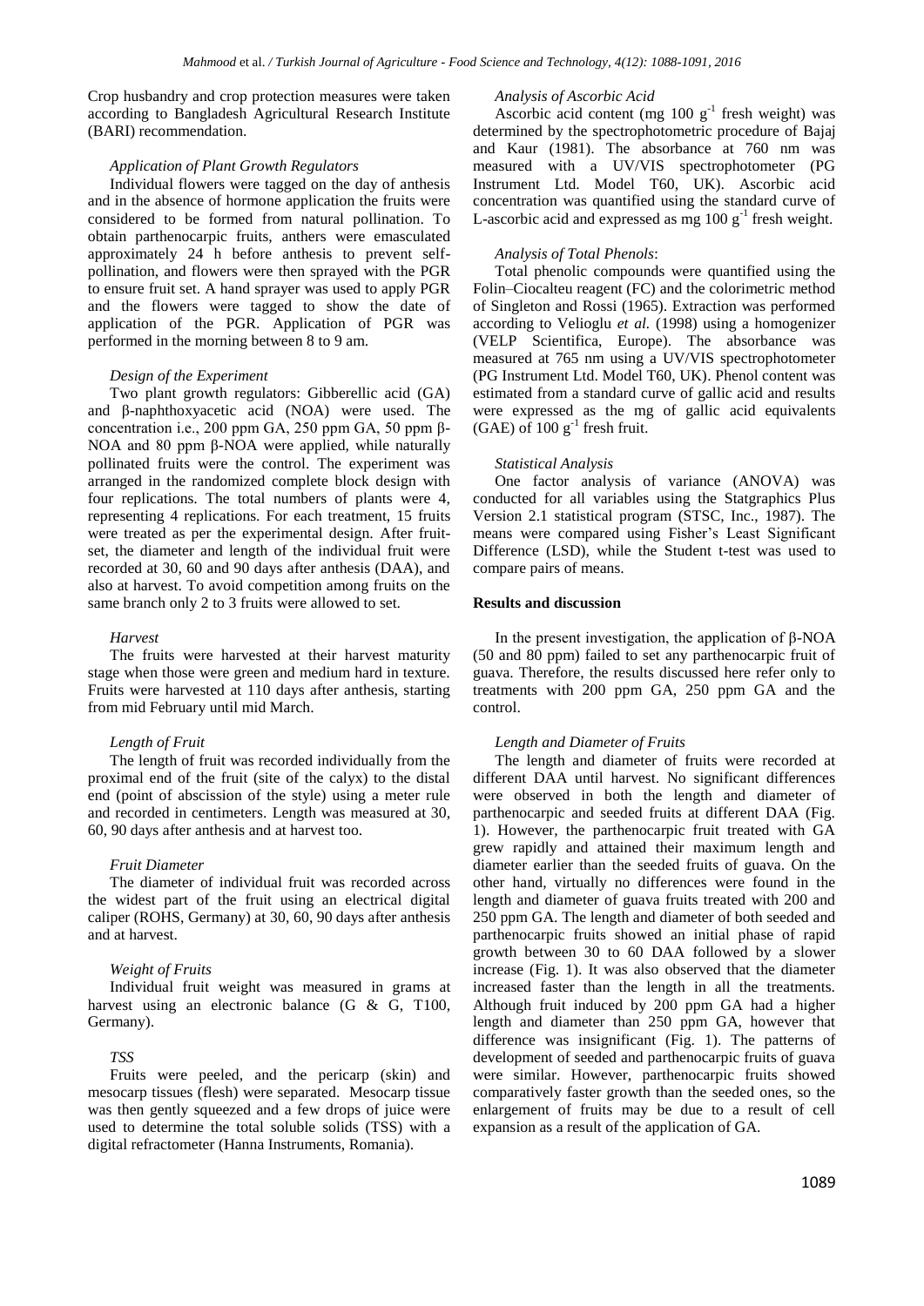Crop husbandry and crop protection measures were taken according to Bangladesh Agricultural Research Institute (BARI) recommendation.

*Application of Plant Growth Regulators*

Individual flowers were tagged on the day of anthesis and in the absence of hormone application the fruits were considered to be formed from natural pollination. To obtain parthenocarpic fruits, anthers were emasculated approximately 24 h before anthesis to prevent self-pollination, and flowers were then sprayed with the PGR to ensure fruit set. A hand sprayer was used to apply PGR and the flowers were tagged to show the date of application of the PGR. Application of PGR was performed in the morning between 8 to 9 am.

*Design of the Experiment*

Two plant growth regulators: Gibberellic acid (GA) and β-naphthoxyacetic acid (NOA) were used. The concentration i.e., 200 ppm GA, 250 ppm GA, 50 ppm β-NOA and 80 ppm β-NOA were applied, while naturally pollinated fruits were the control. The experiment was arranged in the randomized complete block design with four replications. The total numbers of plants were 4, representing 4 replications. For each treatment, 15 fruits were treated as per the experimental design. After fruit-set, the diameter and length of the individual fruit were recorded at 30, 60 and 90 days after anthesis (DAA), and also at harvest. To avoid competition among fruits on the same branch only 2 to 3 fruits were allowed to set.

*Harvest*

The fruits were harvested at their harvest maturity stage when those were green and medium hard in texture. Fruits were harvested at 110 days after anthesis, starting from mid February until mid March.

*Length of Fruit*

The length of fruit was recorded individually from the proximal end of the fruit (site of the calyx) to the distal end (point of abscission of the style) using a meter rule and recorded in centimeters. Length was measured at 30, 60, 90 days after anthesis and at harvest too.

*Fruit Diameter*

The diameter of individual fruit was recorded across the widest part of the fruit using an electrical digital caliper (ROHS, Germany) at 30, 60, 90 days after anthesis and at harvest.

*Weight of Fruits*

Individual fruit weight was measured in grams at harvest using an electronic balance (G & G, T100, Germany).

*TSS*

Fruits were peeled, and the pericarp (skin) and mesocarp tissues (flesh) were separated. Mesocarp tissue was then gently squeezed and a few drops of juice were used to determine the total soluble solids (TSS) with a digital refractometer (Hanna Instruments, Romania).

*Analysis of Ascorbic Acid*

Ascorbic acid content (mg 100 $g^{-1}$ fresh weight) was determined by the spectrophotometric procedure of Bajaj and Kaur (1981). The absorbance at 760 nm was measured with a UV/VIS spectrophotometer (PG Instrument Ltd. Model T60, UK). Ascorbic acid concentration was quantified using the standard curve of L-ascorbic acid and expressed as mg 100 $g^{-1}$ fresh weight.

*Analysis of Total Phenols*:

Total phenolic compounds were quantified using the Folin–Ciocalteu reagent (FC) and the colorimetric method of Singleton and Rossi (1965). Extraction was performed according to Velioglu *et al.* (1998) using a homogenizer (VELP Scientifica, Europe). The absorbance was measured at 765 nm using a UV/VIS spectrophotometer (PG Instrument Ltd. Model T60, UK). Phenol content was estimated from a standard curve of gallic acid and results were expressed as the mg of gallic acid equivalents (GAE) of 100 $g^{-1}$ fresh fruit.

*Statistical Analysis*

One factor analysis of variance (ANOVA) was conducted for all variables using the Statgraphics Plus Version 2.1 statistical program (STSC, Inc., 1987). The means were compared using Fisher's Least Significant Difference (LSD), while the Student t-test was used to compare pairs of means.

## Results and discussion

In the present investigation, the application of β-NOA (50 and 80 ppm) failed to set any parthenocarpic fruit of guava. Therefore, the results discussed here refer only to treatments with 200 ppm GA, 250 ppm GA and the control.

*Length and Diameter of Fruits*

The length and diameter of fruits were recorded at different DAA until harvest. No significant differences were observed in both the length and diameter of parthenocarpic and seeded fruits at different DAA (Fig. 1). However, the parthenocarpic fruit treated with GA grew rapidly and attained their maximum length and diameter earlier than the seeded fruits of guava. On the other hand, virtually no differences were found in the length and diameter of guava fruits treated with 200 and 250 ppm GA. The length and diameter of both seeded and parthenocarpic fruits showed an initial phase of rapid growth between 30 to 60 DAA followed by a slower increase (Fig. 1). It was also observed that the diameter increased faster than the length in all the treatments. Although fruit induced by 200 ppm GA had a higher length and diameter than 250 ppm GA, however that difference was insignificant (Fig. 1). The patterns of development of seeded and parthenocarpic fruits of guava were similar. However, parthenocarpic fruits showed comparatively faster growth than the seeded ones, so the enlargement of fruits may be due to a result of cell expansion as a result of the application of GA.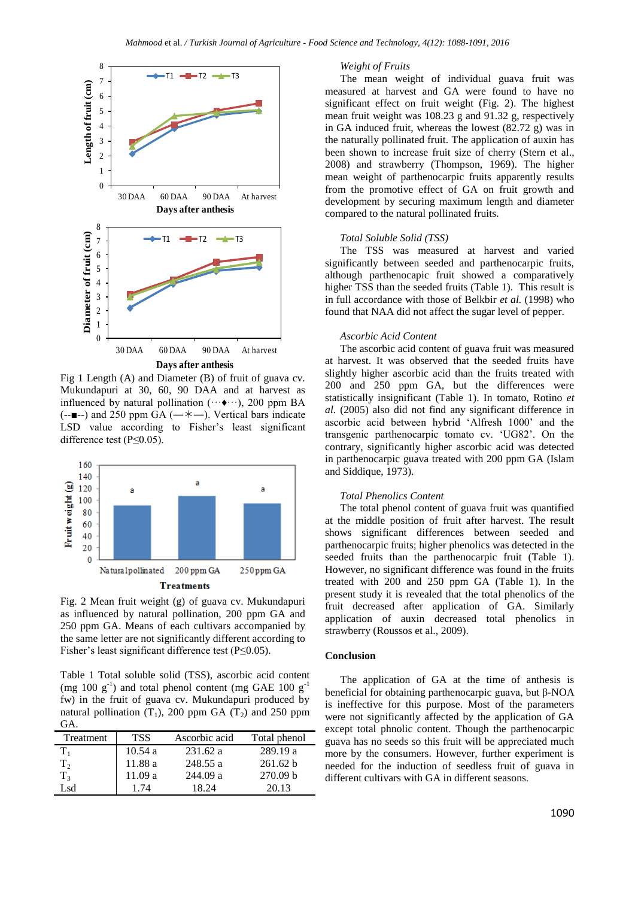Fig 1 Length (A) and Diameter (B) of fruit of guava cv. Mukundapuri at 30, 60, 90 DAA and at harvest as influenced by natural pollination (···♦···), 200 ppm BA (--■--) and 250 ppm GA (—✳—). Vertical bars indicate LSD value according to Fisher's least significant difference test (P≤0.05).

Fig. 2 Mean fruit weight (g) of guava cv. Mukundapuri as influenced by natural pollination, 200 ppm GA and 250 ppm GA. Means of each cultivars accompanied by the same letter are not significantly different according to Fisher's least significant difference test (P≤0.05).

Table 1 Total soluble solid (TSS), ascorbic acid content (mg 100 $g^{-1}$) and total phenol content (mg GAE 100 $g^{-1}$ fw) in the fruit of guava cv. Mukundapuri produced by natural pollination ($T_1$), 200 ppm GA ($T_2$) and 250 ppm GA.

| Treatment | TSS | Ascorbic acid | Total phenol |
|---|---|---|---|
| $T_1$ | 10.54 a | 231.62 a | 289.19 a |
| $T_2$ | 11.88 a | 248.55 a | 261.62 b |
| $T_3$ | 11.09 a | 244.09 a | 270.09 b |
| Lsd | 1.74 | 18.24 | 20.13 |

*Weight of Fruits*

The mean weight of individual guava fruit was measured at harvest and GA were found to have no significant effect on fruit weight (Fig. 2). The highest mean fruit weight was 108.23 g and 91.32 g, respectively in GA induced fruit, whereas the lowest (82.72 g) was in the naturally pollinated fruit. The application of auxin has been shown to increase fruit size of cherry (Stern et al., 2008) and strawberry (Thompson, 1969). The higher mean weight of parthenocarpic fruits apparently results from the promotive effect of GA on fruit growth and development by securing maximum length and diameter compared to the natural pollinated fruits.

*Total Soluble Solid (TSS)*

The TSS was measured at harvest and varied significantly between seeded and parthenocarpic fruits, although parthenocarpic fruit showed a comparatively higher TSS than the seeded fruits (Table 1). This result is in full accordance with those of Belkbir *et al.* (1998) who found that NAA did not affect the sugar level of pepper.

*Ascorbic Acid Content*

The ascorbic acid content of guava fruit was measured at harvest. It was observed that the seeded fruits have slightly higher ascorbic acid than the fruits treated with 200 and 250 ppm GA, but the differences were statistically insignificant (Table 1). In tomato, Rotino *et al.* (2005) also did not find any significant difference in ascorbic acid between hybrid 'Alfresh 1000' and the transgenic parthenocarpic tomato cv. 'UG82'. On the contrary, significantly higher ascorbic acid was detected in parthenocarpic guava treated with 200 ppm GA (Islam and Siddique, 1973).

*Total Phenolics Content*

The total phenol content of guava fruit was quantified at the middle position of fruit after harvest. The result shows significant differences between seeded and parthenocarpic fruits; higher phenolics was detected in the seeded fruits than the parthenocarpic fruit (Table 1). However, no significant difference was found in the fruits treated with 200 and 250 ppm GA (Table 1). In the present study it is revealed that the total phenolics of the fruit decreased after application of GA. Similarly application of auxin decreased total phenolics in strawberry (Roussos et al., 2009).

## Conclusion

The application of GA at the time of anthesis is beneficial for obtaining parthenocarpic guava, but β-NOA is ineffective for this purpose. Most of the parameters were not significantly affected by the application of GA except total phnolic content. Though the parthenocarpic guava has no seeds so this fruit will be appreciated much more by the consumers. However, further experiment is needed for the induction of seedless fruit of guava in different cultivars with GA in different seasons.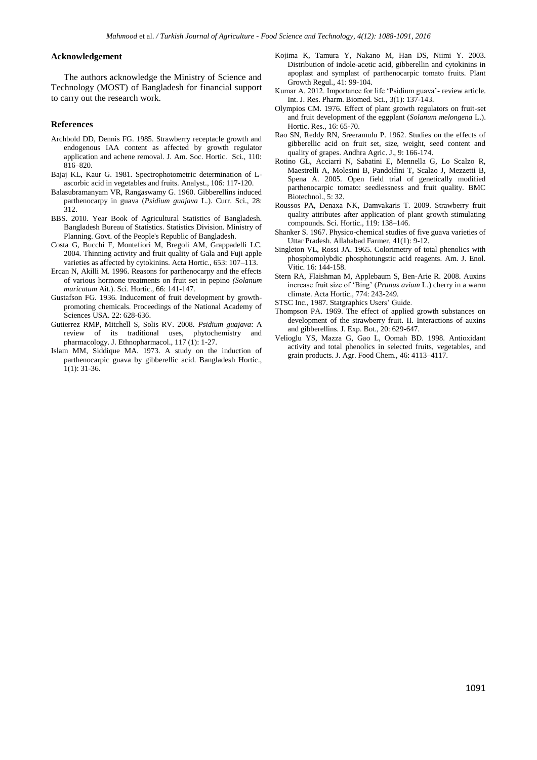## Acknowledgement

The authors acknowledge the Ministry of Science and Technology (MOST) of Bangladesh for financial support to carry out the research work.

## References

Archbold DD, Dennis FG. 1985. Strawberry receptacle growth and endogenous IAA content as affected by growth regulator application and achene removal. J. Am. Soc. Hortic. Sci., 110: 816–820.

Bajaj KL, Kaur G. 1981. Spectrophotometric determination of L-ascorbic acid in vegetables and fruits. Analyst., 106: 117-120.

Balasubramanyam VR, Rangaswamy G. 1960. Gibberellins induced parthenocarpy in guava (*Psidium guajava* L.). Curr. Sci., 28: 312.

BBS. 2010. Year Book of Agricultural Statistics of Bangladesh. Bangladesh Bureau of Statistics. Statistics Division. Ministry of Planning. Govt. of the People's Republic of Bangladesh.

Costa G, Bucchi F, Montefiori M, Bregoli AM, Grappadelli LC. 2004. Thinning activity and fruit quality of Gala and Fuji apple varieties as affected by cytokinins. Acta Hortic., 653: 107–113.

Ercan N, Akilli M. 1996. Reasons for parthenocarpy and the effects of various hormone treatments on fruit set in pepino *(Solanum muricatum* Ait.). Sci. Hortic., 66: 141-147.

Gustafson FG. 1936. Inducement of fruit development by growth-promoting chemicals. Proceedings of the National Academy of Sciences USA. 22: 628-636.

Gutierrez RMP, Mitchell S, Solis RV. 2008. *Psidium guajava*: A review of its traditional uses, phytochemistry and pharmacology. J. Ethnopharmacol., 117 (1): 1-27.

Islam MM, Siddique MA. 1973. A study on the induction of parthenocarpic guava by gibberellic acid. Bangladesh Hortic., 1(1): 31-36.

Kojima K, Tamura Y, Nakano M, Han DS, Niimi Y. 2003. Distribution of indole-acetic acid, gibberellin and cytokinins in apoplast and symplast of parthenocarpic tomato fruits. Plant Growth Regul., 41: 99-104.

Kumar A. 2012. Importance for life 'Psidium guava'- review article. Int. J. Res. Pharm. Biomed. Sci., 3(1): 137-143.

Olympios CM. 1976. Effect of plant growth regulators on fruit-set and fruit development of the eggplant (*Solanum melongena* L.). Hortic. Res., 16: 65-70.

Rao SN, Reddy RN, Sreeramulu P. 1962. Studies on the effects of gibberellic acid on fruit set, size, weight, seed content and quality of grapes. Andhra Agric. J., 9: 166-174.

Rotino GL, Acciarri N, Sabatini E, Mennella G, Lo Scalzo R, Maestrelli A, Molesini B, Pandolfini T, Scalzo J, Mezzetti B, Spena A. 2005. Open field trial of genetically modified parthenocarpic tomato: seedlessness and fruit quality. BMC Biotechnol., 5: 32.

Roussos PA, Denaxa NK, Damvakaris T. 2009. Strawberry fruit quality attributes after application of plant growth stimulating compounds. Sci. Hortic., 119: 138–146.

Shanker S. 1967. Physico-chemical studies of five guava varieties of Uttar Pradesh. Allahabad Farmer, 41(1): 9-12.

Singleton VL, Rossi JA. 1965. Colorimetry of total phenolics with phosphomolybdic phosphotungstic acid reagents. Am. J. Enol. Vitic. 16: 144-158.

Stern RA, Flaishman M, Applebaum S, Ben-Arie R. 2008. Auxins increase fruit size of 'Bing' (*Prunus avium* L.) cherry in a warm climate. Acta Hortic., 774: 243-249.

STSC Inc., 1987. Statgraphics Users' Guide.

Thompson PA. 1969. The effect of applied growth substances on development of the strawberry fruit. II. Interactions of auxins and gibberellins. J. Exp. Bot., 20: 629-647.

Velioglu YS, Mazza G, Gao L, Oomah BD. 1998. Antioxidant activity and total phenolics in selected fruits, vegetables, and grain products. J. Agr. Food Chem., 46: 4113–4117.